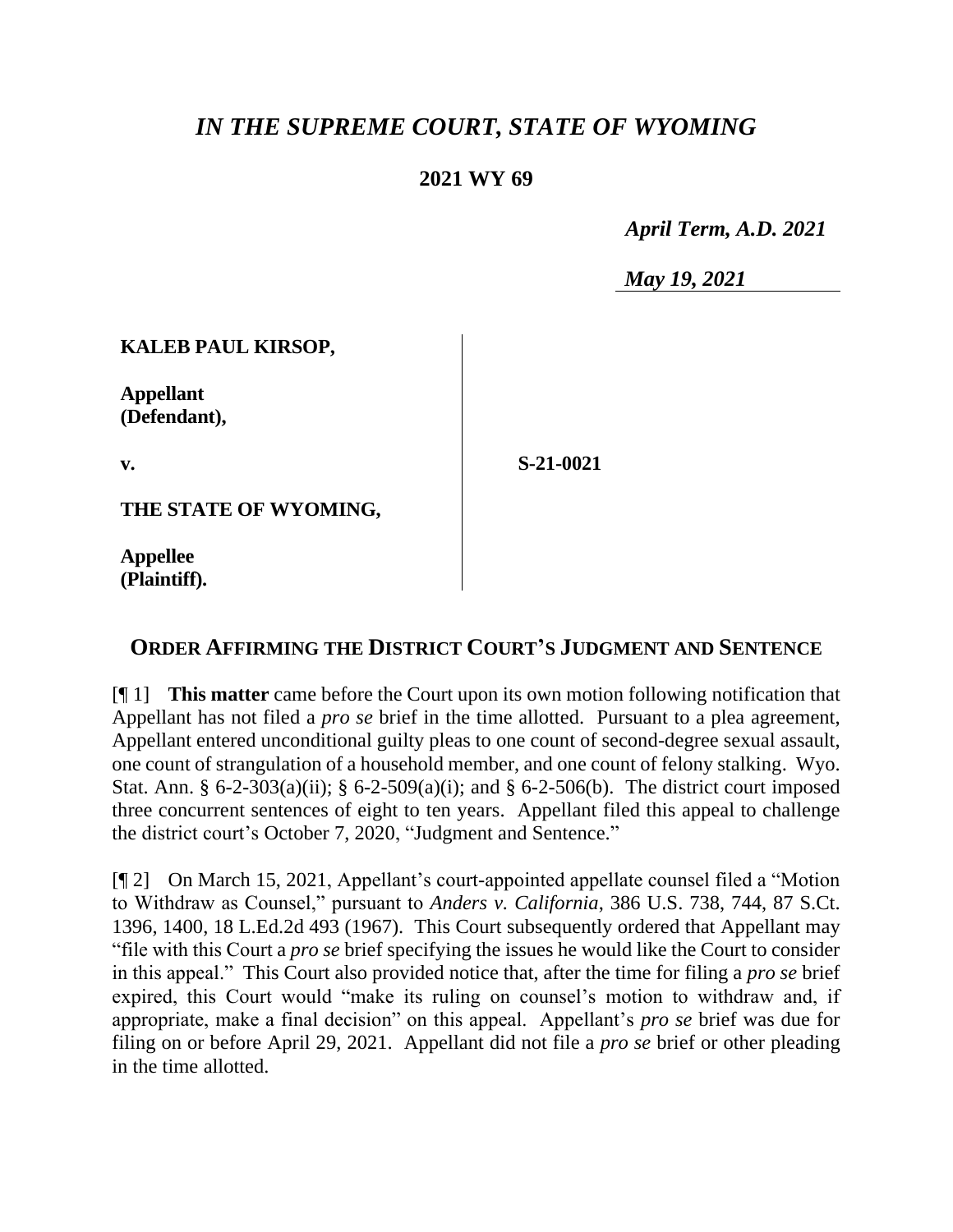# *IN THE SUPREME COURT, STATE OF WYOMING*

## 2021 WY 69

*April Term, A.D. 2021*

*May 19, 2021*

| | |
|---|---|
| **KALEB PAUL KIRSOP,** | |
| **Appellant (Defendant),** | |
| **v.** | **S-21-0021** |
| **THE STATE OF WYOMING,** | |
| **Appellee (Plaintiff).** | |

## ORDER AFFIRMING THE DISTRICT COURT'S JUDGMENT AND SENTENCE

[¶ 1] **This matter** came before the Court upon its own motion following notification that Appellant has not filed a *pro se* brief in the time allotted. Pursuant to a plea agreement, Appellant entered unconditional guilty pleas to one count of second-degree sexual assault, one count of strangulation of a household member, and one count of felony stalking. Wyo. Stat. Ann. § 6-2-303(a)(ii); § 6-2-509(a)(i); and § 6-2-506(b). The district court imposed three concurrent sentences of eight to ten years. Appellant filed this appeal to challenge the district court's October 7, 2020, "Judgment and Sentence."

[¶ 2] On March 15, 2021, Appellant's court-appointed appellate counsel filed a "Motion to Withdraw as Counsel," pursuant to *Anders v. California*, 386 U.S. 738, 744, 87 S.Ct. 1396, 1400, 18 L.Ed.2d 493 (1967). This Court subsequently ordered that Appellant may "file with this Court a *pro se* brief specifying the issues he would like the Court to consider in this appeal." This Court also provided notice that, after the time for filing a *pro se* brief expired, this Court would "make its ruling on counsel's motion to withdraw and, if appropriate, make a final decision" on this appeal. Appellant's *pro se* brief was due for filing on or before April 29, 2021. Appellant did not file a *pro se* brief or other pleading in the time allotted.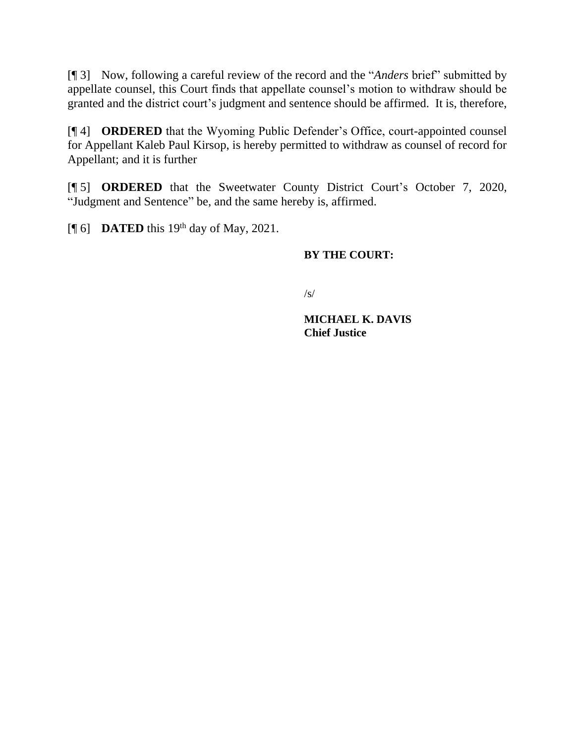[¶ 3] Now, following a careful review of the record and the "*Anders* brief" submitted by appellate counsel, this Court finds that appellate counsel's motion to withdraw should be granted and the district court's judgment and sentence should be affirmed. It is, therefore,

[¶ 4] **ORDERED** that the Wyoming Public Defender's Office, court-appointed counsel for Appellant Kaleb Paul Kirsop, is hereby permitted to withdraw as counsel of record for Appellant; and it is further

[¶ 5] **ORDERED** that the Sweetwater County District Court's October 7, 2020, "Judgment and Sentence" be, and the same hereby is, affirmed.

[¶ 6] **DATED** this 19th day of May, 2021.

**BY THE COURT:**

/s/

**MICHAEL K. DAVIS**
**Chief Justice**